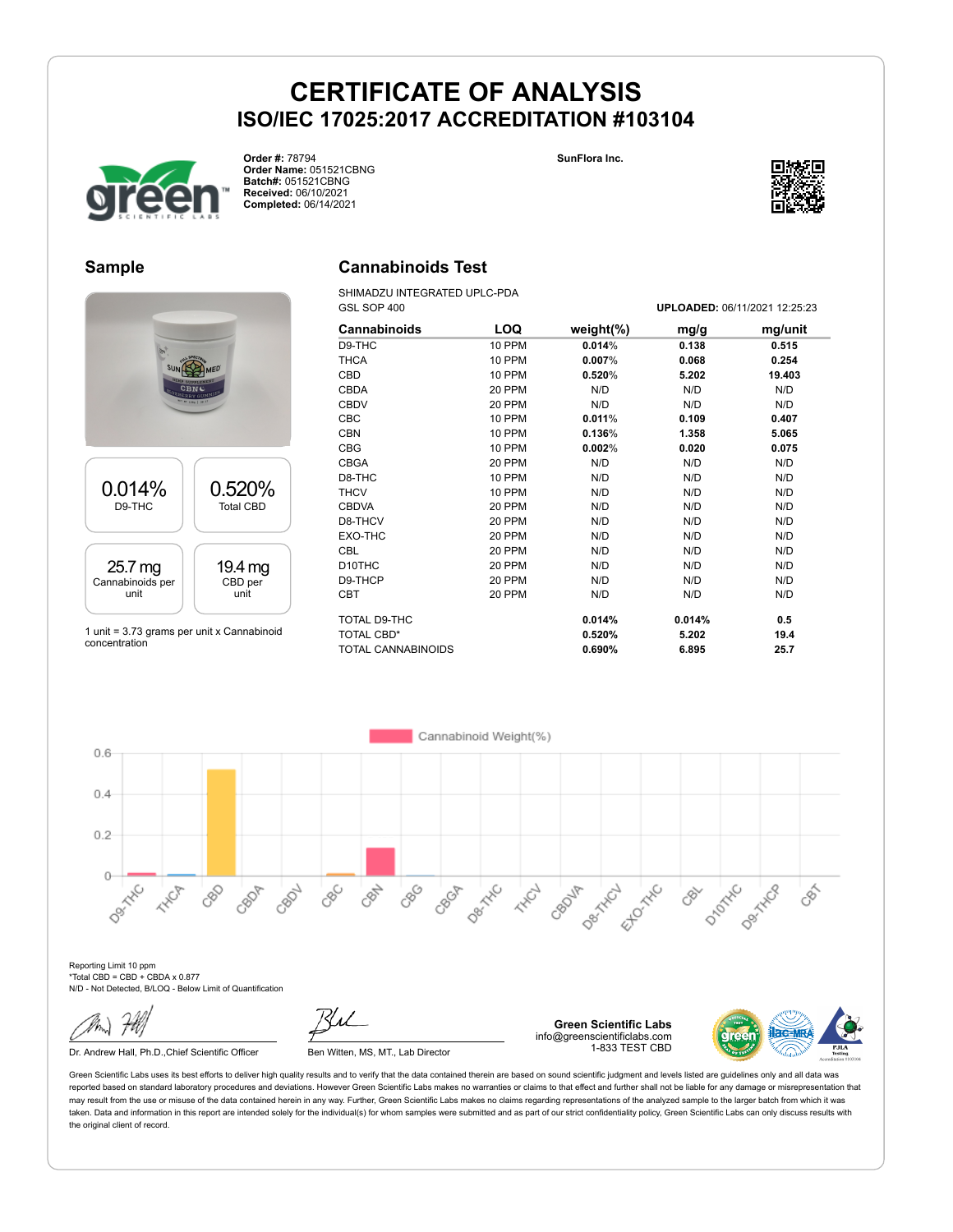# CERTIFICATE OF ANALYSIS

## ISO/IEC 17025:2017 ACCREDITATION #103104

**Order #:** 78794
**Order Name:** 051521CBNG
**Batch#:** 051521CBNG
**Received:** 06/10/2021
**Completed:** 06/14/2021

**SunFlora Inc.**

## Sample

| 0.014% | 0.520% |
|---|---|
| D9-THC | Total CBD |
| **25.7 mg** | **19.4 mg** |
| Cannabinoids per unit | CBD per unit |

1 unit = 3.73 grams per unit x Cannabinoid concentration

## Cannabinoids Test

SHIMADZU INTEGRATED UPLC-PDA
GSL SOP 400

**UPLOADED:** 06/11/2021 12:25:23

| Cannabinoids | LOQ | weight(%) | mg/g | mg/unit |
|---|---|---|---|---|
| D9-THC | 10 PPM | 0.014% | 0.138 | 0.515 |
| THCA | 10 PPM | 0.007% | 0.068 | 0.254 |
| CBD | 10 PPM | 0.520% | 5.202 | 19.403 |
| CBDA | 20 PPM | N/D | N/D | N/D |
| CBDV | 20 PPM | N/D | N/D | N/D |
| CBC | 10 PPM | 0.011% | 0.109 | 0.407 |
| CBN | 10 PPM | 0.136% | 1.358 | 5.065 |
| CBG | 10 PPM | 0.002% | 0.020 | 0.075 |
| CBGA | 20 PPM | N/D | N/D | N/D |
| D8-THC | 10 PPM | N/D | N/D | N/D |
| THCV | 10 PPM | N/D | N/D | N/D |
| CBDVA | 20 PPM | N/D | N/D | N/D |
| D8-THCV | 20 PPM | N/D | N/D | N/D |
| EXO-THC | 20 PPM | N/D | N/D | N/D |
| CBL | 20 PPM | N/D | N/D | N/D |
| D10THC | 20 PPM | N/D | N/D | N/D |
| D9-THCP | 20 PPM | N/D | N/D | N/D |
| CBT | 20 PPM | N/D | N/D | N/D |
| TOTAL D9-THC | | 0.014% | 0.014% | 0.5 |
| TOTAL CBD* | | 0.520% | 5.202 | 19.4 |
| TOTAL CANNABINOIDS | | 0.690% | 6.895 | 25.7 |

Reporting Limit 10 ppm
*Total CBD = CBD + CBDA x 0.877
N/D - Not Detected, B/LOQ - Below Limit of Quantification

Dr. Andrew Hall, Ph.D.,Chief Scientific Officer

Ben Witten, MS, MT., Lab Director

**Green Scientific Labs**
info@greenscientificlabs.com
1-833 TEST CBD

Green Scientific Labs uses its best efforts to deliver high quality results and to verify that the data contained therein are based on sound scientific judgment and levels listed are guidelines only and all data was reported based on standard laboratory procedures and deviations. However Green Scientific Labs makes no warranties or claims to that effect and further shall not be liable for any damage or misrepresentation that may result from the use or misuse of the data contained herein in any way. Further, Green Scientific Labs makes no claims regarding representations of the analyzed sample to the larger batch from which it was taken. Data and information in this report are intended solely for the individual(s) for whom samples were submitted and as part of our strict confidentiality policy, Green Scientific Labs can only discuss results with the original client of record.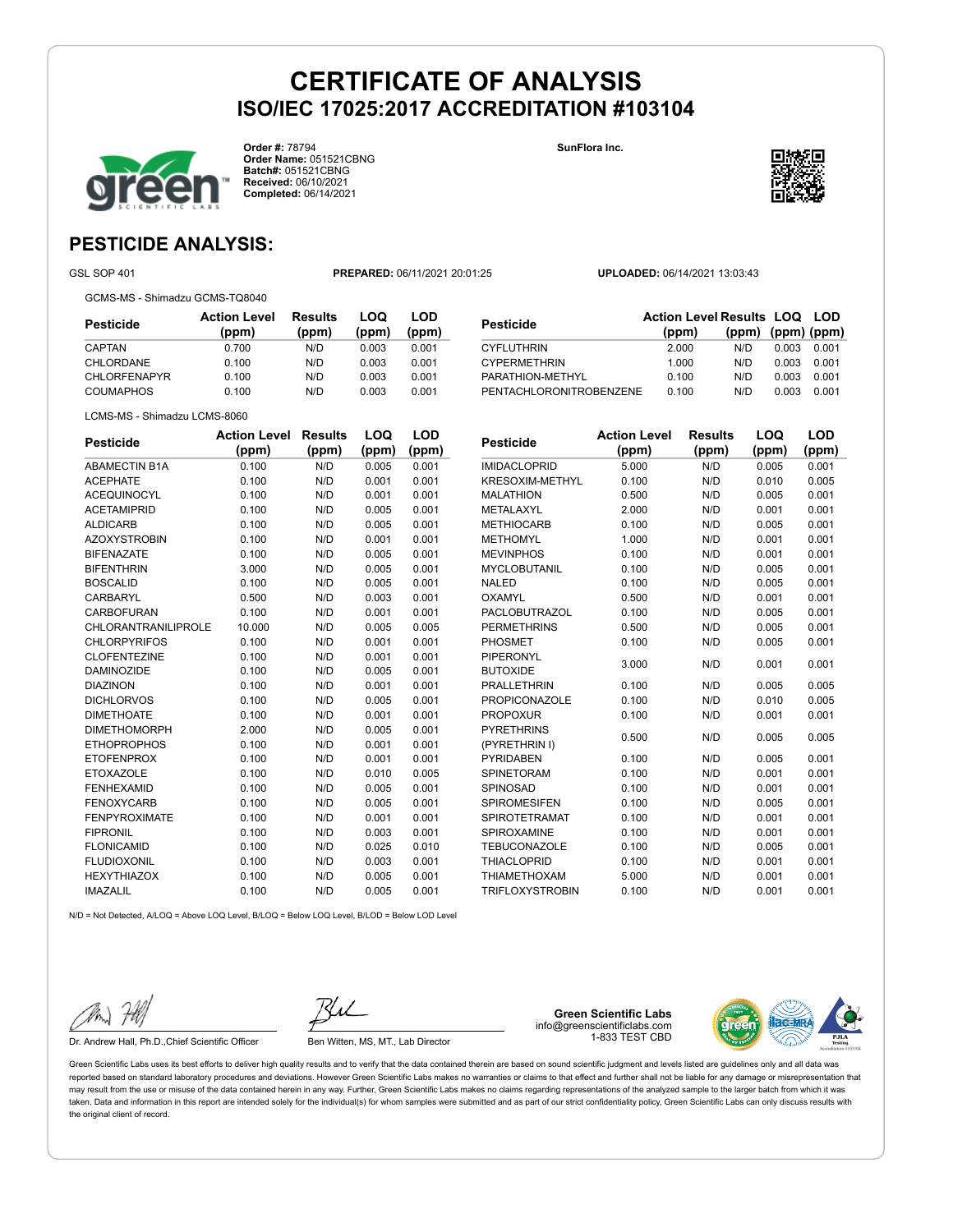# CERTIFICATE OF ANALYSIS
## ISO/IEC 17025:2017 ACCREDITATION #103104

**Order #:** 78794
**Order Name:** 051521CBNG
**Batch#:** 051521CBNG
**Received:** 06/10/2021
**Completed:** 06/14/2021

**SunFlora Inc.**

## PESTICIDE ANALYSIS:

GSL SOP 401 **PREPARED:** 06/11/2021 20:01:25 **UPLOADED:** 06/14/2021 13:03:43

GCMS-MS - Shimadzu GCMS-TQ8040

| Pesticide | Action Level (ppm) | Results (ppm) | LOQ (ppm) | LOD (ppm) |
|---|---|---|---|---|
| CAPTAN | 0.700 | N/D | 0.003 | 0.001 |
| CHLORDANE | 0.100 | N/D | 0.003 | 0.001 |
| CHLORFENAPYR | 0.100 | N/D | 0.003 | 0.001 |
| COUMAPHOS | 0.100 | N/D | 0.003 | 0.001 |
| CYFLUTHRIN | 2.000 | N/D | 0.003 | 0.001 |
| CYPERMETHRIN | 1.000 | N/D | 0.003 | 0.001 |
| PARATHION-METHYL | 0.100 | N/D | 0.003 | 0.001 |
| PENTACHLORONITROBENZENE | 0.100 | N/D | 0.003 | 0.001 |

LCMS-MS - Shimadzu LCMS-8060

| Pesticide | Action Level (ppm) | Results (ppm) | LOQ (ppm) | LOD (ppm) |
|---|---|---|---|---|
| ABAMECTIN B1A | 0.100 | N/D | 0.005 | 0.001 |
| ACEPHATE | 0.100 | N/D | 0.001 | 0.001 |
| ACEQUINOCYL | 0.100 | N/D | 0.001 | 0.001 |
| ACETAMIPRID | 0.100 | N/D | 0.005 | 0.001 |
| ALDICARB | 0.100 | N/D | 0.005 | 0.001 |
| AZOXYSTROBIN | 0.100 | N/D | 0.001 | 0.001 |
| BIFENAZATE | 0.100 | N/D | 0.005 | 0.001 |
| BIFENTHRIN | 3.000 | N/D | 0.005 | 0.001 |
| BOSCALID | 0.100 | N/D | 0.005 | 0.001 |
| CARBARYL | 0.500 | N/D | 0.003 | 0.001 |
| CARBOFURAN | 0.100 | N/D | 0.001 | 0.001 |
| CHLORANTRANILIPROLE | 10.000 | N/D | 0.005 | 0.005 |
| CHLORPYRIFOS | 0.100 | N/D | 0.001 | 0.001 |
| CLOFENTEZINE | 0.100 | N/D | 0.001 | 0.001 |
| DAMINOZIDE | 0.100 | N/D | 0.005 | 0.001 |
| DIAZINON | 0.100 | N/D | 0.001 | 0.001 |
| DICHLORVOS | 0.100 | N/D | 0.005 | 0.001 |
| DIMETHOATE | 0.100 | N/D | 0.001 | 0.001 |
| DIMETHOMORPH | 2.000 | N/D | 0.005 | 0.001 |
| ETHOPROPHOS | 0.100 | N/D | 0.001 | 0.001 |
| ETOFENPROX | 0.100 | N/D | 0.001 | 0.001 |
| ETOXAZOLE | 0.100 | N/D | 0.010 | 0.005 |
| FENHEXAMID | 0.100 | N/D | 0.005 | 0.001 |
| FENOXYCARB | 0.100 | N/D | 0.005 | 0.001 |
| FENPYROXIMATE | 0.100 | N/D | 0.001 | 0.001 |
| FIPRONIL | 0.100 | N/D | 0.003 | 0.001 |
| FLONICAMID | 0.100 | N/D | 0.025 | 0.010 |
| FLUDIOXONIL | 0.100 | N/D | 0.003 | 0.001 |
| HEXYTHIAZOX | 0.100 | N/D | 0.005 | 0.001 |
| IMAZALIL | 0.100 | N/D | 0.005 | 0.001 |
| IMIDACLOPRID | 5.000 | N/D | 0.005 | 0.001 |
| KRESOXIM-METHYL | 0.100 | N/D | 0.010 | 0.005 |
| MALATHION | 0.500 | N/D | 0.005 | 0.001 |
| METALAXYL | 2.000 | N/D | 0.001 | 0.001 |
| METHIOCARB | 0.100 | N/D | 0.005 | 0.001 |
| METHOMYL | 1.000 | N/D | 0.001 | 0.001 |
| MEVINPHOS | 0.100 | N/D | 0.001 | 0.001 |
| MYCLOBUTANIL | 0.100 | N/D | 0.005 | 0.001 |
| NALED | 0.100 | N/D | 0.005 | 0.001 |
| OXAMYL | 0.500 | N/D | 0.001 | 0.001 |
| PACLOBUTRAZOL | 0.100 | N/D | 0.005 | 0.001 |
| PERMETHRINS | 0.500 | N/D | 0.005 | 0.001 |
| PHOSMET | 0.100 | N/D | 0.005 | 0.001 |
| PIPERONYL BUTOXIDE | 3.000 | N/D | 0.001 | 0.001 |
| PRALLETHRIN | 0.100 | N/D | 0.005 | 0.005 |
| PROPICONAZOLE | 0.100 | N/D | 0.010 | 0.005 |
| PROPOXUR | 0.100 | N/D | 0.001 | 0.001 |
| PYRETHRINS (PYRETHRIN I) | 0.500 | N/D | 0.005 | 0.005 |
| PYRIDABEN | 0.100 | N/D | 0.005 | 0.001 |
| SPINETORAM | 0.100 | N/D | 0.001 | 0.001 |
| SPINOSAD | 0.100 | N/D | 0.001 | 0.001 |
| SPIROMESIFEN | 0.100 | N/D | 0.005 | 0.001 |
| SPIROTETRAMAT | 0.100 | N/D | 0.001 | 0.001 |
| SPIROXAMINE | 0.100 | N/D | 0.001 | 0.001 |
| TEBUCONAZOLE | 0.100 | N/D | 0.005 | 0.001 |
| THIACLOPRID | 0.100 | N/D | 0.001 | 0.001 |
| THIAMETHOXAM | 5.000 | N/D | 0.001 | 0.001 |
| TRIFLOXYSTROBIN | 0.100 | N/D | 0.001 | 0.001 |

N/D = Not Detected, A/LOQ = Above LOQ Level, B/LOQ = Below LOQ Level, B/LOD = Below LOD Level

Dr. Andrew Hall, Ph.D.,Chief Scientific Officer

Ben Witten, MS, MT., Lab Director

**Green Scientific Labs**
info@greenscientificlabs.com
1-833 TEST CBD

Green Scientific Labs uses its best efforts to deliver high quality results and to verify that the data contained therein are based on sound scientific judgment and levels listed are guidelines only and all data was reported based on standard laboratory procedures and deviations. However Green Scientific Labs makes no warranties or claims to that effect and further shall not be liable for any damage or misrepresentation that may result from the use or misuse of the data contained herein in any way. Further, Green Scientific Labs makes no claims regarding representations of the analyzed sample to the larger batch from which it was taken. Data and information in this report are intended solely for the individual(s) for whom samples were submitted and as part of our strict confidentiality policy, Green Scientific Labs can only discuss results with the original client of record.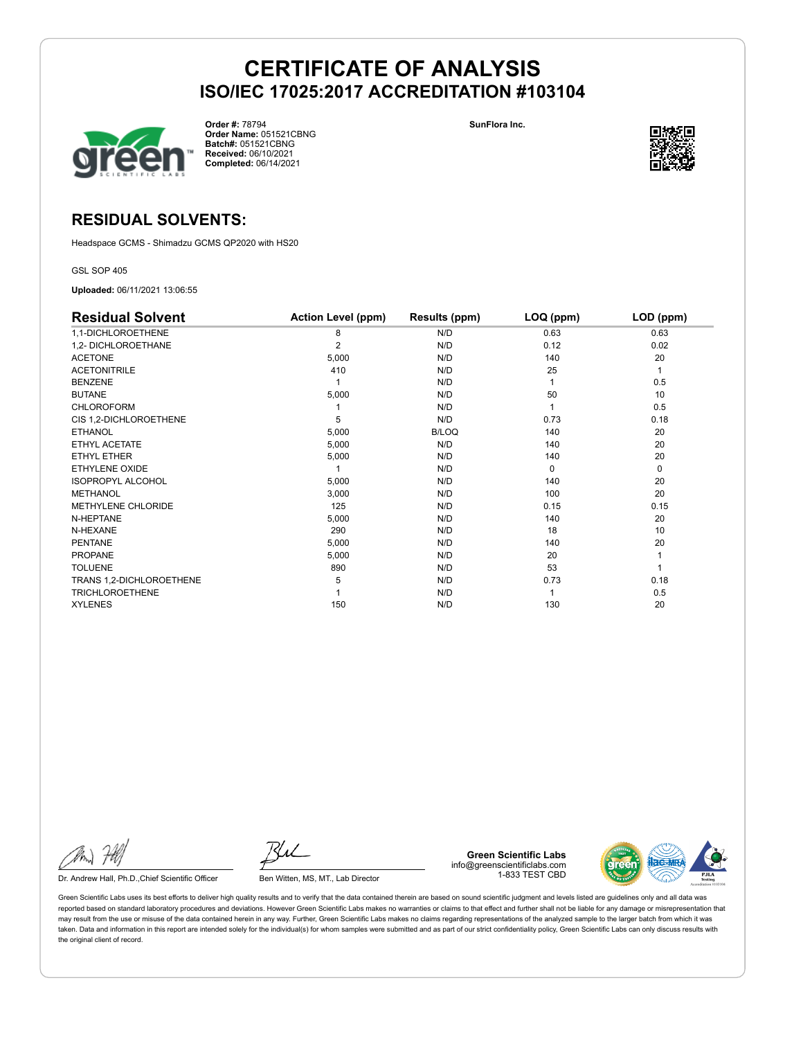# CERTIFICATE OF ANALYSIS

## ISO/IEC 17025:2017 ACCREDITATION #103104

**Order #:** 78794
**Order Name:** 051521CBNG
**Batch#:** 051521CBNG
**Received:** 06/10/2021
**Completed:** 06/14/2021

**SunFlora Inc.**

## RESIDUAL SOLVENTS:

Headspace GCMS - Shimadzu GCMS QP2020 with HS20

GSL SOP 405

**Uploaded:** 06/11/2021 13:06:55

| Residual Solvent | Action Level (ppm) | Results (ppm) | LOQ (ppm) | LOD (ppm) |
|---|---|---|---|---|
| 1,1-DICHLOROETHENE | 8 | N/D | 0.63 | 0.63 |
| 1,2- DICHLOROETHANE | 2 | N/D | 0.12 | 0.02 |
| ACETONE | 5,000 | N/D | 140 | 20 |
| ACETONITRILE | 410 | N/D | 25 | 1 |
| BENZENE | 1 | N/D | 1 | 0.5 |
| BUTANE | 5,000 | N/D | 50 | 10 |
| CHLOROFORM | 1 | N/D | 1 | 0.5 |
| CIS 1,2-DICHLOROETHENE | 5 | N/D | 0.73 | 0.18 |
| ETHANOL | 5,000 | B/LOQ | 140 | 20 |
| ETHYL ACETATE | 5,000 | N/D | 140 | 20 |
| ETHYL ETHER | 5,000 | N/D | 140 | 20 |
| ETHYLENE OXIDE | 1 | N/D | 0 | 0 |
| ISOPROPYL ALCOHOL | 5,000 | N/D | 140 | 20 |
| METHANOL | 3,000 | N/D | 100 | 20 |
| METHYLENE CHLORIDE | 125 | N/D | 0.15 | 0.15 |
| N-HEPTANE | 5,000 | N/D | 140 | 20 |
| N-HEXANE | 290 | N/D | 18 | 10 |
| PENTANE | 5,000 | N/D | 140 | 20 |
| PROPANE | 5,000 | N/D | 20 | 1 |
| TOLUENE | 890 | N/D | 53 | 1 |
| TRANS 1,2-DICHLOROETHENE | 5 | N/D | 0.73 | 0.18 |
| TRICHLOROETHENE | 1 | N/D | 1 | 0.5 |
| XYLENES | 150 | N/D | 130 | 20 |

Dr. Andrew Hall, Ph.D.,Chief Scientific Officer

Ben Witten, MS, MT., Lab Director

**Green Scientific Labs**
info@greenscientificlabs.com
1-833 TEST CBD

Green Scientific Labs uses its best efforts to deliver high quality results and to verify that the data contained therein are based on sound scientific judgment and levels listed are guidelines only and all data was reported based on standard laboratory procedures and deviations. However Green Scientific Labs makes no warranties or claims to that effect and further shall not be liable for any damage or misrepresentation that may result from the use or misuse of the data contained herein in any way. Further, Green Scientific Labs makes no claims regarding representations of the analyzed sample to the larger batch from which it was taken. Data and information in this report are intended solely for the individual(s) for whom samples were submitted and as part of our strict confidentiality policy, Green Scientific Labs can only discuss results with the original client of record.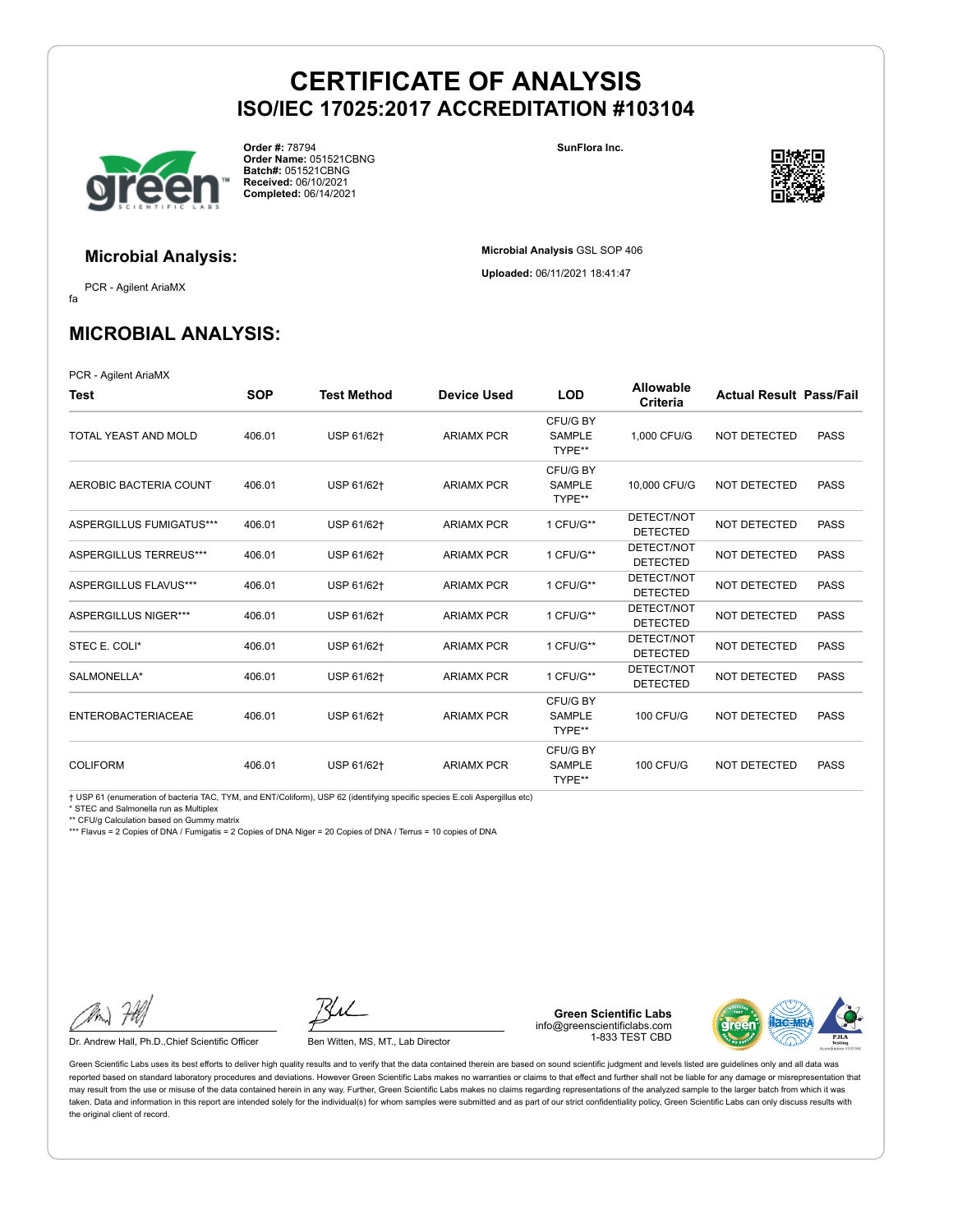# CERTIFICATE OF ANALYSIS
## ISO/IEC 17025:2017 ACCREDITATION #103104

**Order #:** 78794
**Order Name:** 051521CBNG
**Batch#:** 051521CBNG
**Received:** 06/10/2021
**Completed:** 06/14/2021

**SunFlora Inc.**

### Microbial Analysis:

PCR - Agilent AriaMX

fa

**Microbial Analysis** GSL SOP 406

**Uploaded:** 06/11/2021 18:41:47

## MICROBIAL ANALYSIS:

PCR - Agilent AriaMX

| Test | SOP | Test Method | Device Used | LOD | Allowable Criteria | Actual Result | Pass/Fail |
|---|---|---|---|---|---|---|---|
| TOTAL YEAST AND MOLD | 406.01 | USP 61/62† | ARIAMX PCR | CFU/G BY SAMPLE TYPE** | 1,000 CFU/G | NOT DETECTED | PASS |
| AEROBIC BACTERIA COUNT | 406.01 | USP 61/62† | ARIAMX PCR | CFU/G BY SAMPLE TYPE** | 10,000 CFU/G | NOT DETECTED | PASS |
| ASPERGILLUS FUMIGATUS*** | 406.01 | USP 61/62† | ARIAMX PCR | 1 CFU/G** | DETECT/NOT DETECTED | NOT DETECTED | PASS |
| ASPERGILLUS TERREUS*** | 406.01 | USP 61/62† | ARIAMX PCR | 1 CFU/G** | DETECT/NOT DETECTED | NOT DETECTED | PASS |
| ASPERGILLUS FLAVUS*** | 406.01 | USP 61/62† | ARIAMX PCR | 1 CFU/G** | DETECT/NOT DETECTED | NOT DETECTED | PASS |
| ASPERGILLUS NIGER*** | 406.01 | USP 61/62† | ARIAMX PCR | 1 CFU/G** | DETECT/NOT DETECTED | NOT DETECTED | PASS |
| STEC E. COLI* | 406.01 | USP 61/62† | ARIAMX PCR | 1 CFU/G** | DETECT/NOT DETECTED | NOT DETECTED | PASS |
| SALMONELLA* | 406.01 | USP 61/62† | ARIAMX PCR | 1 CFU/G** | DETECT/NOT DETECTED | NOT DETECTED | PASS |
| ENTEROBACTERIACEAE | 406.01 | USP 61/62† | ARIAMX PCR | CFU/G BY SAMPLE TYPE** | 100 CFU/G | NOT DETECTED | PASS |
| COLIFORM | 406.01 | USP 61/62† | ARIAMX PCR | CFU/G BY SAMPLE TYPE** | 100 CFU/G | NOT DETECTED | PASS |

† USP 61 (enumeration of bacteria TAC, TYM, and ENT/Coliform), USP 62 (identifying specific species E.coli Aspergillus etc)
* STEC and Salmonella run as Multiplex
** CFU/g Calculation based on Gummy matrix
*** Flavus = 2 Copies of DNA / Fumigatis = 2 Copies of DNA Niger = 20 Copies of DNA / Terrus = 10 copies of DNA

Dr. Andrew Hall, Ph.D.,Chief Scientific Officer

Ben Witten, MS, MT., Lab Director

**Green Scientific Labs**
info@greenscientificlabs.com
1-833 TEST CBD

Green Scientific Labs uses its best efforts to deliver high quality results and to verify that the data contained therein are based on sound scientific judgment and levels listed are guidelines only and all data was reported based on standard laboratory procedures and deviations. However Green Scientific Labs makes no warranties or claims to that effect and further shall not be liable for any damage or misrepresentation that may result from the use or misuse of the data contained herein in any way. Further, Green Scientific Labs makes no claims regarding representations of the analyzed sample to the larger batch from which it was taken. Data and information in this report are intended solely for the individual(s) for whom samples were submitted and as part of our strict confidentiality policy, Green Scientific Labs can only discuss results with the original client of record.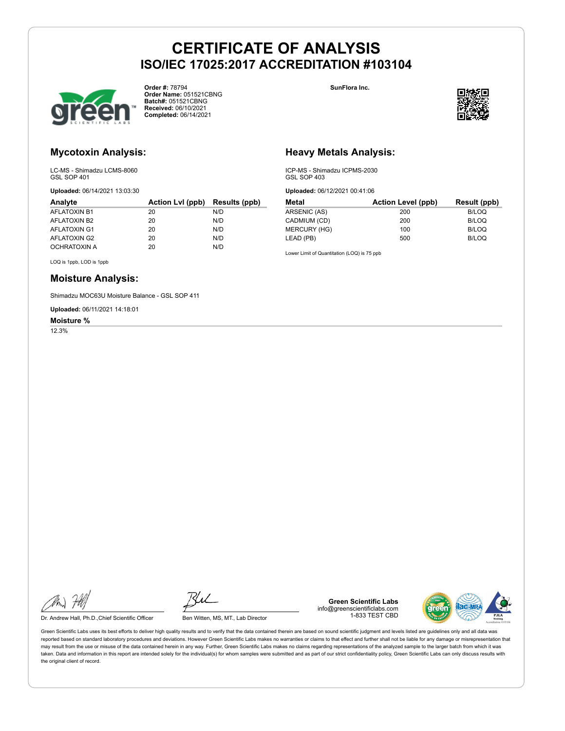# CERTIFICATE OF ANALYSIS
## ISO/IEC 17025:2017 ACCREDITATION #103104

**Order #:** 78794
**Order Name:** 051521CBNG
**Batch#:** 051521CBNG
**Received:** 06/10/2021
**Completed:** 06/14/2021

SunFlora Inc.

## Mycotoxin Analysis:

LC-MS - Shimadzu LCMS-8060
GSL SOP 401

**Uploaded:** 06/14/2021 13:03:30

| Analyte | Action Lvl (ppb) | Results (ppb) |
|---|---|---|
| AFLATOXIN B1 | 20 | N/D |
| AFLATOXIN B2 | 20 | N/D |
| AFLATOXIN G1 | 20 | N/D |
| AFLATOXIN G2 | 20 | N/D |
| OCHRATOXIN A | 20 | N/D |

LOQ is 1ppb, LOD is 1ppb

## Heavy Metals Analysis:

ICP-MS - Shimadzu ICPMS-2030
GSL SOP 403

**Uploaded:** 06/12/2021 00:41:06

| Metal | Action Level (ppb) | Result (ppb) |
|---|---|---|
| ARSENIC (AS) | 200 | B/LOQ |
| CADMIUM (CD) | 200 | B/LOQ |
| MERCURY (HG) | 100 | B/LOQ |
| LEAD (PB) | 500 | B/LOQ |

Lower Limit of Quantitation (LOQ) is 75 ppb

## Moisture Analysis:

Shimadzu MOC63U Moisture Balance - GSL SOP 411

**Uploaded:** 06/11/2021 14:18:01

**Moisture %**

12.3%

Dr. Andrew Hall, Ph.D.,Chief Scientific Officer

Ben Witten, MS, MT., Lab Director

**Green Scientific Labs**
info@greenscientificlabs.com
1-833 TEST CBD

Green Scientific Labs uses its best efforts to deliver high quality results and to verify that the data contained therein are based on sound scientific judgment and levels listed are guidelines only and all data was reported based on standard laboratory procedures and deviations. However Green Scientific Labs makes no warranties or claims to that effect and further shall not be liable for any damage or misrepresentation that may result from the use or misuse of the data contained herein in any way. Further, Green Scientific Labs makes no claims regarding representations of the analyzed sample to the larger batch from which it was taken. Data and information in this report are intended solely for the individual(s) for whom samples were submitted and as part of our strict confidentiality policy, Green Scientific Labs can only discuss results with the original client of record.